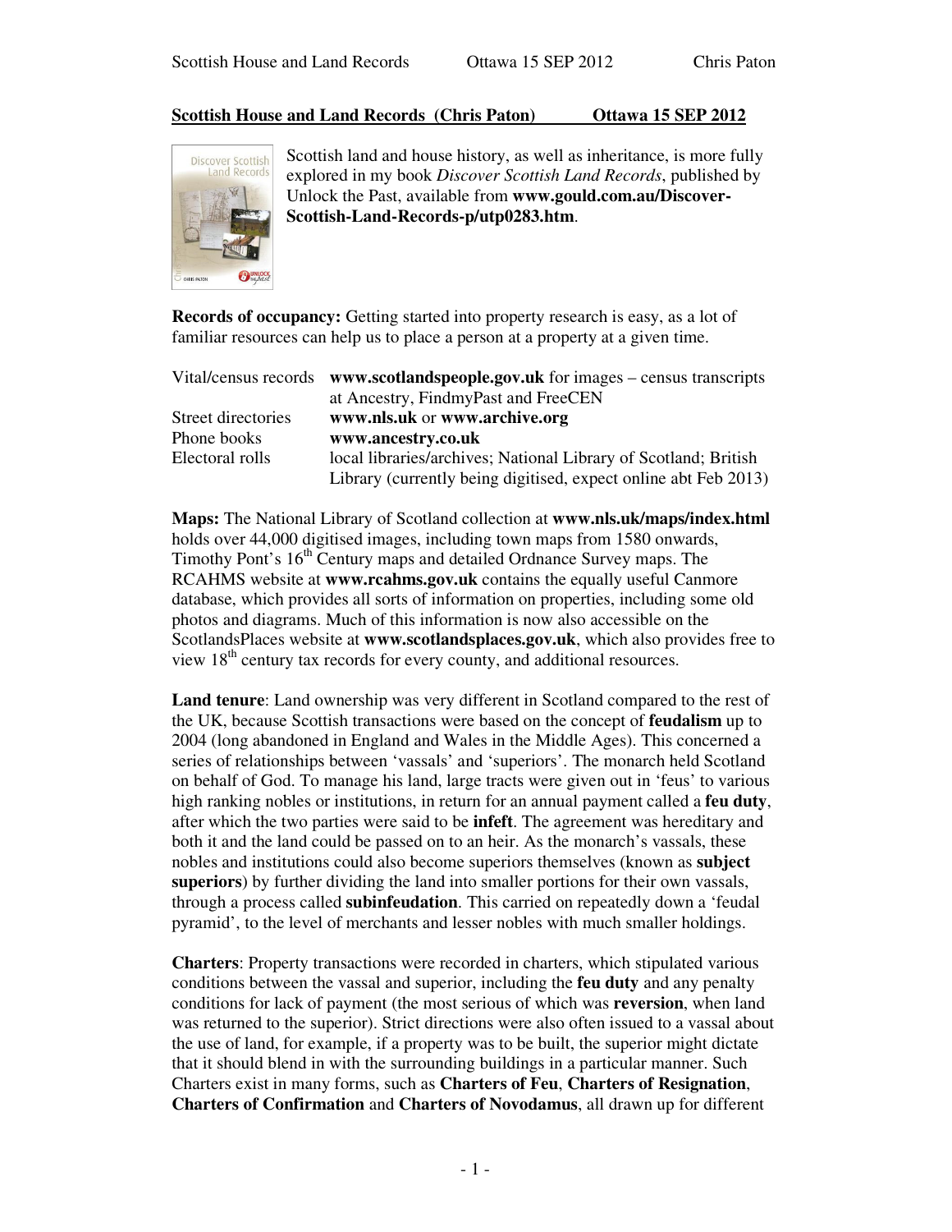## Scottish House and Land Records (Chris Paton) Ottawa 15 SEP 2012

Scottish land and house history, as well as inheritance, is more fully explored in my book *Discover Scottish Land Records*, published by Unlock the Past, available from **www.gould.com.au/Discover-Scottish-Land-Records-p/utp0283.htm**.

**Records of occupancy:** Getting started into property research is easy, as a lot of familiar resources can help us to place a person at a property at a given time.

| | |
|---|---|
| Vital/census records | **www.scotlandspeople.gov.uk** for images – census transcripts at Ancestry, FindmyPast and FreeCEN |
| Street directories | **www.nls.uk** or **www.archive.org** |
| Phone books | **www.ancestry.co.uk** |
| Electoral rolls | local libraries/archives; National Library of Scotland; British Library (currently being digitised, expect online abt Feb 2013) |

**Maps:** The National Library of Scotland collection at **www.nls.uk/maps/index.html** holds over 44,000 digitised images, including town maps from 1580 onwards, Timothy Pont's 16th Century maps and detailed Ordnance Survey maps. The RCAHMS website at **www.rcahms.gov.uk** contains the equally useful Canmore database, which provides all sorts of information on properties, including some old photos and diagrams. Much of this information is now also accessible on the ScotlandsPlaces website at **www.scotlandsplaces.gov.uk**, which also provides free to view 18th century tax records for every county, and additional resources.

**Land tenure**: Land ownership was very different in Scotland compared to the rest of the UK, because Scottish transactions were based on the concept of **feudalism** up to 2004 (long abandoned in England and Wales in the Middle Ages). This concerned a series of relationships between 'vassals' and 'superiors'. The monarch held Scotland on behalf of God. To manage his land, large tracts were given out in 'feus' to various high ranking nobles or institutions, in return for an annual payment called a **feu duty**, after which the two parties were said to be **infeft**. The agreement was hereditary and both it and the land could be passed on to an heir. As the monarch's vassals, these nobles and institutions could also become superiors themselves (known as **subject superiors**) by further dividing the land into smaller portions for their own vassals, through a process called **subinfeudation**. This carried on repeatedly down a 'feudal pyramid', to the level of merchants and lesser nobles with much smaller holdings.

**Charters**: Property transactions were recorded in charters, which stipulated various conditions between the vassal and superior, including the **feu duty** and any penalty conditions for lack of payment (the most serious of which was **reversion**, when land was returned to the superior). Strict directions were also often issued to a vassal about the use of land, for example, if a property was to be built, the superior might dictate that it should blend in with the surrounding buildings in a particular manner. Such Charters exist in many forms, such as **Charters of Feu**, **Charters of Resignation**, **Charters of Confirmation** and **Charters of Novodamus**, all drawn up for different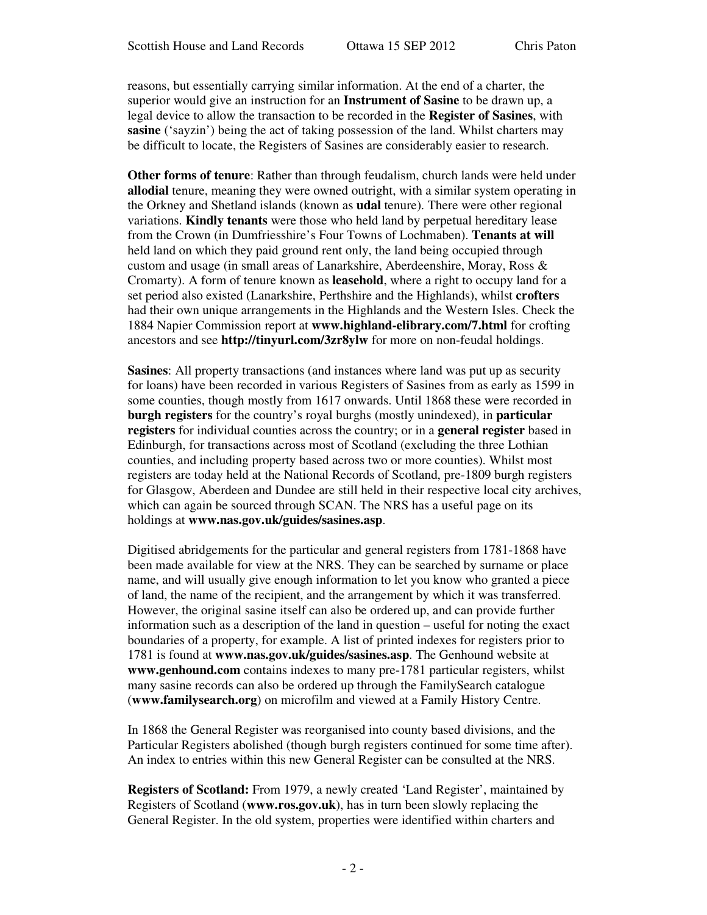reasons, but essentially carrying similar information. At the end of a charter, the superior would give an instruction for an **Instrument of Sasine** to be drawn up, a legal device to allow the transaction to be recorded in the **Register of Sasines**, with **sasine** ('sayzin') being the act of taking possession of the land. Whilst charters may be difficult to locate, the Registers of Sasines are considerably easier to research.

**Other forms of tenure**: Rather than through feudalism, church lands were held under **allodial** tenure, meaning they were owned outright, with a similar system operating in the Orkney and Shetland islands (known as **udal** tenure). There were other regional variations. **Kindly tenants** were those who held land by perpetual hereditary lease from the Crown (in Dumfriesshire's Four Towns of Lochmaben). **Tenants at will** held land on which they paid ground rent only, the land being occupied through custom and usage (in small areas of Lanarkshire, Aberdeenshire, Moray, Ross & Cromarty). A form of tenure known as **leasehold**, where a right to occupy land for a set period also existed (Lanarkshire, Perthshire and the Highlands), whilst **crofters** had their own unique arrangements in the Highlands and the Western Isles. Check the 1884 Napier Commission report at **www.highland-elibrary.com/7.html** for crofting ancestors and see **http://tinyurl.com/3zr8ylw** for more on non-feudal holdings.

**Sasines**: All property transactions (and instances where land was put up as security for loans) have been recorded in various Registers of Sasines from as early as 1599 in some counties, though mostly from 1617 onwards. Until 1868 these were recorded in **burgh registers** for the country's royal burghs (mostly unindexed), in **particular registers** for individual counties across the country; or in a **general register** based in Edinburgh, for transactions across most of Scotland (excluding the three Lothian counties, and including property based across two or more counties). Whilst most registers are today held at the National Records of Scotland, pre-1809 burgh registers for Glasgow, Aberdeen and Dundee are still held in their respective local city archives, which can again be sourced through SCAN. The NRS has a useful page on its holdings at **www.nas.gov.uk/guides/sasines.asp**.

Digitised abridgements for the particular and general registers from 1781-1868 have been made available for view at the NRS. They can be searched by surname or place name, and will usually give enough information to let you know who granted a piece of land, the name of the recipient, and the arrangement by which it was transferred. However, the original sasine itself can also be ordered up, and can provide further information such as a description of the land in question – useful for noting the exact boundaries of a property, for example. A list of printed indexes for registers prior to 1781 is found at **www.nas.gov.uk/guides/sasines.asp**. The Genhound website at **www.genhound.com** contains indexes to many pre-1781 particular registers, whilst many sasine records can also be ordered up through the FamilySearch catalogue (**www.familysearch.org**) on microfilm and viewed at a Family History Centre.

In 1868 the General Register was reorganised into county based divisions, and the Particular Registers abolished (though burgh registers continued for some time after). An index to entries within this new General Register can be consulted at the NRS.

**Registers of Scotland:** From 1979, a newly created 'Land Register', maintained by Registers of Scotland (**www.ros.gov.uk**), has in turn been slowly replacing the General Register. In the old system, properties were identified within charters and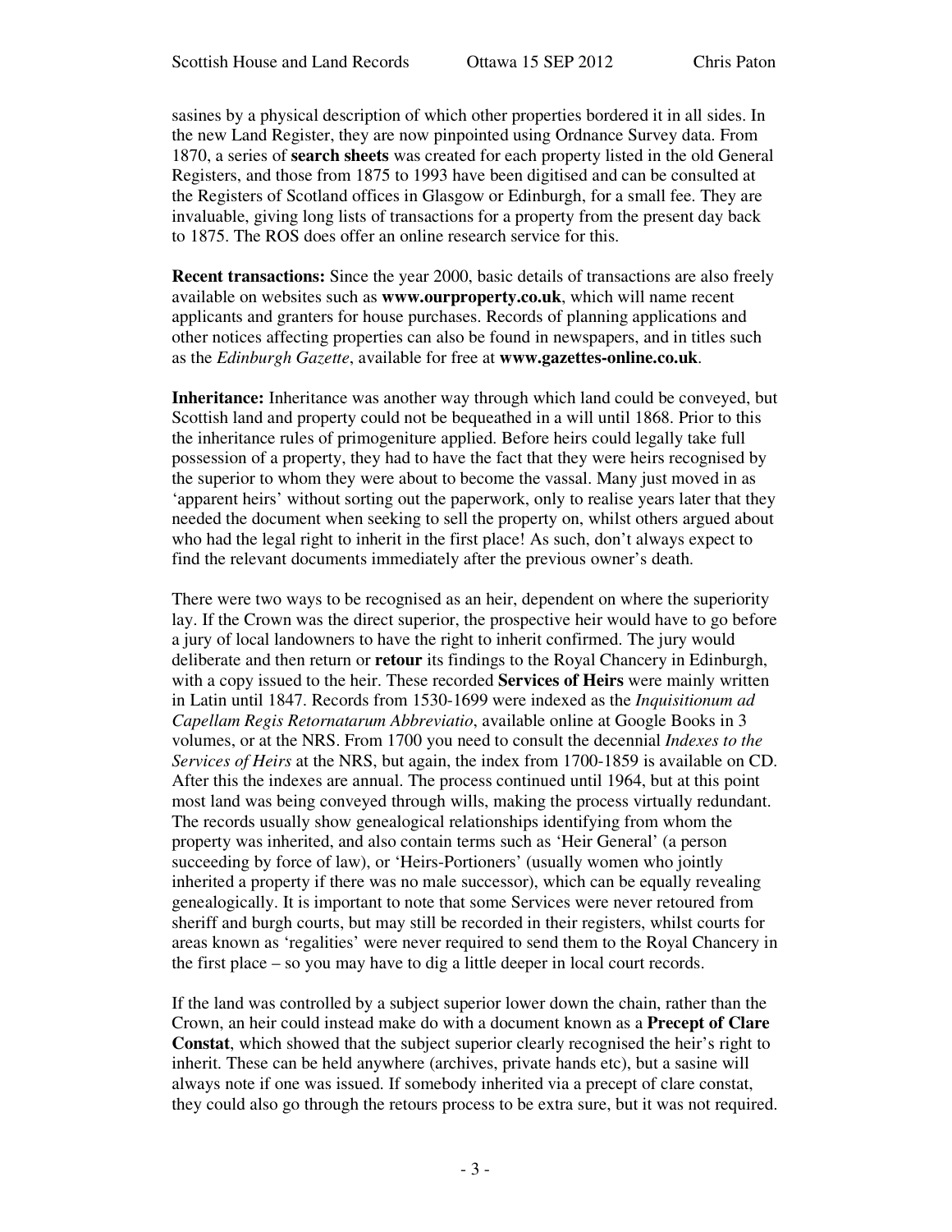sasines by a physical description of which other properties bordered it in all sides. In the new Land Register, they are now pinpointed using Ordnance Survey data. From 1870, a series of **search sheets** was created for each property listed in the old General Registers, and those from 1875 to 1993 have been digitised and can be consulted at the Registers of Scotland offices in Glasgow or Edinburgh, for a small fee. They are invaluable, giving long lists of transactions for a property from the present day back to 1875. The ROS does offer an online research service for this.

**Recent transactions:** Since the year 2000, basic details of transactions are also freely available on websites such as **www.ourproperty.co.uk**, which will name recent applicants and granters for house purchases. Records of planning applications and other notices affecting properties can also be found in newspapers, and in titles such as the *Edinburgh Gazette*, available for free at **www.gazettes-online.co.uk**.

**Inheritance:** Inheritance was another way through which land could be conveyed, but Scottish land and property could not be bequeathed in a will until 1868. Prior to this the inheritance rules of primogeniture applied. Before heirs could legally take full possession of a property, they had to have the fact that they were heirs recognised by the superior to whom they were about to become the vassal. Many just moved in as 'apparent heirs' without sorting out the paperwork, only to realise years later that they needed the document when seeking to sell the property on, whilst others argued about who had the legal right to inherit in the first place! As such, don't always expect to find the relevant documents immediately after the previous owner's death.

There were two ways to be recognised as an heir, dependent on where the superiority lay. If the Crown was the direct superior, the prospective heir would have to go before a jury of local landowners to have the right to inherit confirmed. The jury would deliberate and then return or **retour** its findings to the Royal Chancery in Edinburgh, with a copy issued to the heir. These recorded **Services of Heirs** were mainly written in Latin until 1847. Records from 1530-1699 were indexed as the *Inquisitionum ad Capellam Regis Retornatarum Abbreviatio*, available online at Google Books in 3 volumes, or at the NRS. From 1700 you need to consult the decennial *Indexes to the Services of Heirs* at the NRS, but again, the index from 1700-1859 is available on CD. After this the indexes are annual. The process continued until 1964, but at this point most land was being conveyed through wills, making the process virtually redundant. The records usually show genealogical relationships identifying from whom the property was inherited, and also contain terms such as 'Heir General' (a person succeeding by force of law), or 'Heirs-Portioners' (usually women who jointly inherited a property if there was no male successor), which can be equally revealing genealogically. It is important to note that some Services were never retoured from sheriff and burgh courts, but may still be recorded in their registers, whilst courts for areas known as 'regalities' were never required to send them to the Royal Chancery in the first place – so you may have to dig a little deeper in local court records.

If the land was controlled by a subject superior lower down the chain, rather than the Crown, an heir could instead make do with a document known as a **Precept of Clare Constat**, which showed that the subject superior clearly recognised the heir's right to inherit. These can be held anywhere (archives, private hands etc), but a sasine will always note if one was issued. If somebody inherited via a precept of clare constat, they could also go through the retours process to be extra sure, but it was not required.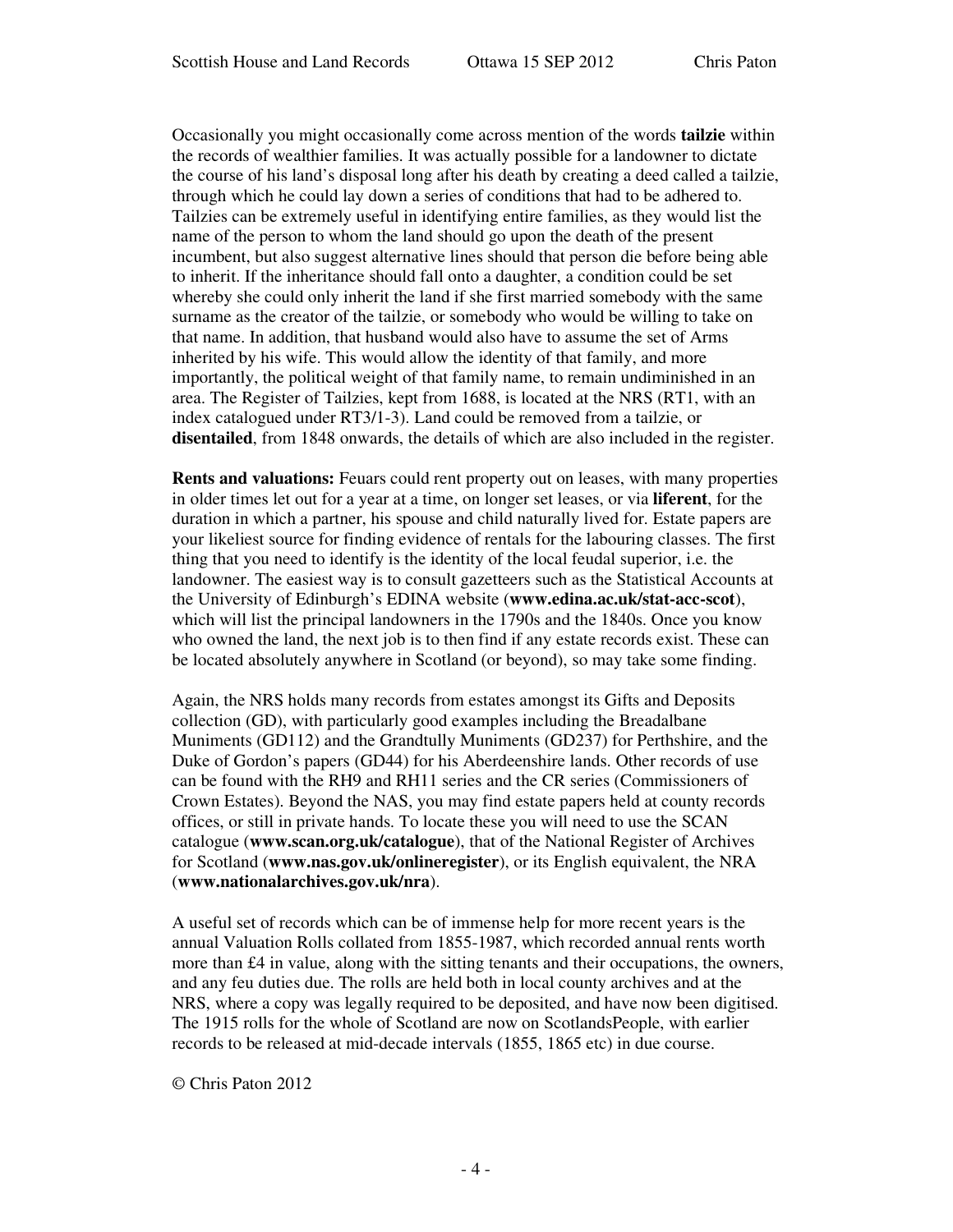Occasionally you might occasionally come across mention of the words **tailzie** within the records of wealthier families. It was actually possible for a landowner to dictate the course of his land's disposal long after his death by creating a deed called a tailzie, through which he could lay down a series of conditions that had to be adhered to. Tailzies can be extremely useful in identifying entire families, as they would list the name of the person to whom the land should go upon the death of the present incumbent, but also suggest alternative lines should that person die before being able to inherit. If the inheritance should fall onto a daughter, a condition could be set whereby she could only inherit the land if she first married somebody with the same surname as the creator of the tailzie, or somebody who would be willing to take on that name. In addition, that husband would also have to assume the set of Arms inherited by his wife. This would allow the identity of that family, and more importantly, the political weight of that family name, to remain undiminished in an area. The Register of Tailzies, kept from 1688, is located at the NRS (RT1, with an index catalogued under RT3/1-3). Land could be removed from a tailzie, or **disentailed**, from 1848 onwards, the details of which are also included in the register.

**Rents and valuations:** Feuars could rent property out on leases, with many properties in older times let out for a year at a time, on longer set leases, or via **liferent**, for the duration in which a partner, his spouse and child naturally lived for. Estate papers are your likeliest source for finding evidence of rentals for the labouring classes. The first thing that you need to identify is the identity of the local feudal superior, i.e. the landowner. The easiest way is to consult gazetteers such as the Statistical Accounts at the University of Edinburgh's EDINA website (**www.edina.ac.uk/stat-acc-scot**), which will list the principal landowners in the 1790s and the 1840s. Once you know who owned the land, the next job is to then find if any estate records exist. These can be located absolutely anywhere in Scotland (or beyond), so may take some finding.

Again, the NRS holds many records from estates amongst its Gifts and Deposits collection (GD), with particularly good examples including the Breadalbane Muniments (GD112) and the Grandtully Muniments (GD237) for Perthshire, and the Duke of Gordon's papers (GD44) for his Aberdeenshire lands. Other records of use can be found with the RH9 and RH11 series and the CR series (Commissioners of Crown Estates). Beyond the NAS, you may find estate papers held at county records offices, or still in private hands. To locate these you will need to use the SCAN catalogue (**www.scan.org.uk/catalogue**), that of the National Register of Archives for Scotland (**www.nas.gov.uk/onlineregister**), or its English equivalent, the NRA (**www.nationalarchives.gov.uk/nra**).

A useful set of records which can be of immense help for more recent years is the annual Valuation Rolls collated from 1855-1987, which recorded annual rents worth more than £4 in value, along with the sitting tenants and their occupations, the owners, and any feu duties due. The rolls are held both in local county archives and at the NRS, where a copy was legally required to be deposited, and have now been digitised. The 1915 rolls for the whole of Scotland are now on ScotlandsPeople, with earlier records to be released at mid-decade intervals (1855, 1865 etc) in due course.

© Chris Paton 2012